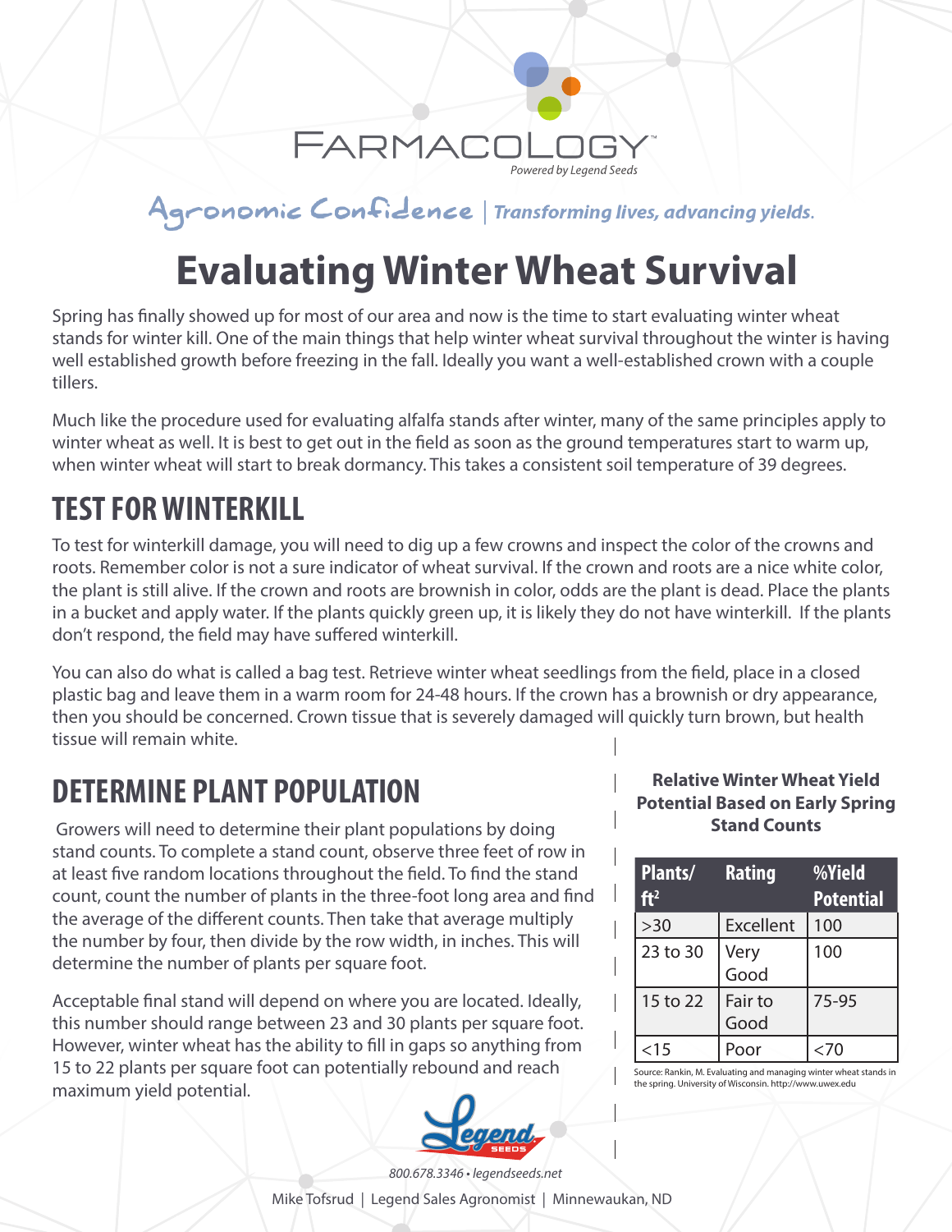FARMACOLOGY™

*Powered by Legend Seeds*

Agronomic Confidence | *Transforming lives, advancing yields.*

# Evaluating Winter Wheat Survival

Spring has finally showed up for most of our area and now is the time to start evaluating winter wheat stands for winter kill. One of the main things that help winter wheat survival throughout the winter is having well established growth before freezing in the fall. Ideally you want a well-established crown with a couple tillers.

Much like the procedure used for evaluating alfalfa stands after winter, many of the same principles apply to winter wheat as well. It is best to get out in the field as soon as the ground temperatures start to warm up, when winter wheat will start to break dormancy. This takes a consistent soil temperature of 39 degrees.

## TEST FOR WINTERKILL

To test for winterkill damage, you will need to dig up a few crowns and inspect the color of the crowns and roots. Remember color is not a sure indicator of wheat survival. If the crown and roots are a nice white color, the plant is still alive. If the crown and roots are brownish in color, odds are the plant is dead. Place the plants in a bucket and apply water. If the plants quickly green up, it is likely they do not have winterkill. If the plants don't respond, the field may have suffered winterkill.

You can also do what is called a bag test. Retrieve winter wheat seedlings from the field, place in a closed plastic bag and leave them in a warm room for 24-48 hours. If the crown has a brownish or dry appearance, then you should be concerned. Crown tissue that is severely damaged will quickly turn brown, but health tissue will remain white.

## DETERMINE PLANT POPULATION

Growers will need to determine their plant populations by doing stand counts. To complete a stand count, observe three feet of row in at least five random locations throughout the field. To find the stand count, count the number of plants in the three-foot long area and find the average of the different counts. Then take that average multiply the number by four, then divide by the row width, in inches. This will determine the number of plants per square foot.

Acceptable final stand will depend on where you are located. Ideally, this number should range between 23 and 30 plants per square foot. However, winter wheat has the ability to fill in gaps so anything from 15 to 22 plants per square foot can potentially rebound and reach maximum yield potential.

**Relative Winter Wheat Yield Potential Based on Early Spring Stand Counts**

| Plants/ft$^2$ | Rating | %Yield Potential |
|---|---|---|
| >30 | Excellent | 100 |
| 23 to 30 | Very Good | 100 |
| 15 to 22 | Fair to Good | 75-95 |
| <15 | Poor | <70 |

Source: Rankin, M. Evaluating and managing winter wheat stands in the spring. University of Wisconsin. http://www.uwex.edu

Legend SEEDS

*800.678.3346 • legendseeds.net*

Mike Tofsrud | Legend Sales Agronomist | Minnewaukan, ND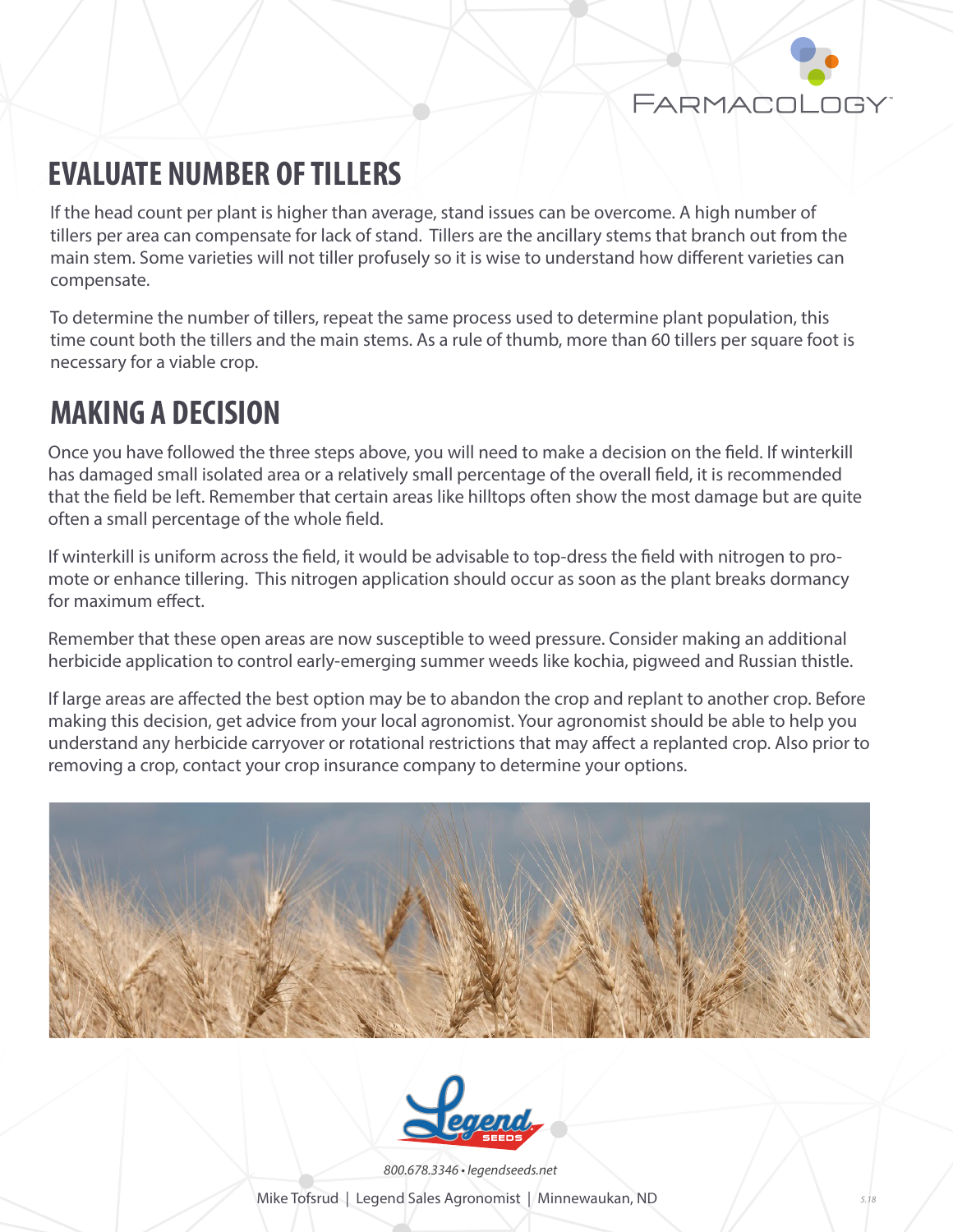## EVALUATE NUMBER OF TILLERS

If the head count per plant is higher than average, stand issues can be overcome. A high number of tillers per area can compensate for lack of stand. Tillers are the ancillary stems that branch out from the main stem. Some varieties will not tiller profusely so it is wise to understand how different varieties can compensate.

To determine the number of tillers, repeat the same process used to determine plant population, this time count both the tillers and the main stems. As a rule of thumb, more than 60 tillers per square foot is necessary for a viable crop.

## MAKING A DECISION

Once you have followed the three steps above, you will need to make a decision on the field. If winterkill has damaged small isolated area or a relatively small percentage of the overall field, it is recommended that the field be left. Remember that certain areas like hilltops often show the most damage but are quite often a small percentage of the whole field.

If winterkill is uniform across the field, it would be advisable to top-dress the field with nitrogen to promote or enhance tillering. This nitrogen application should occur as soon as the plant breaks dormancy for maximum effect.

Remember that these open areas are now susceptible to weed pressure. Consider making an additional herbicide application to control early-emerging summer weeds like kochia, pigweed and Russian thistle.

If large areas are affected the best option may be to abandon the crop and replant to another crop. Before making this decision, get advice from your local agronomist. Your agronomist should be able to help you understand any herbicide carryover or rotational restrictions that may affect a replanted crop. Also prior to removing a crop, contact your crop insurance company to determine your options.

*800.678.3346 • legendseeds.net*

Mike Tofsrud | Legend Sales Agronomist | Minnewaukan, ND